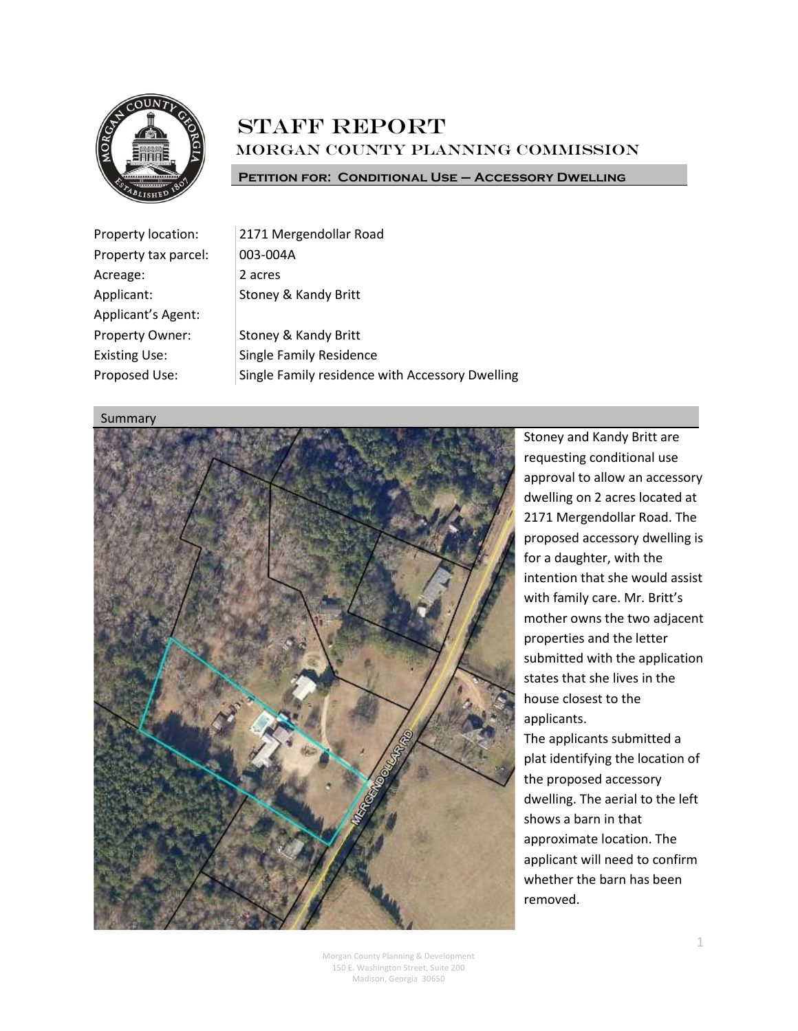# STAFF REPORT

## MORGAN COUNTY PLANNING COMMISSION

**Petition for: Conditional Use – Accessory Dwelling**

| | |
|---|---|
| Property location: | 2171 Mergendollar Road |
| Property tax parcel: | 003-004A |
| Acreage: | 2 acres |
| Applicant: | Stoney & Kandy Britt |
| Applicant's Agent: | |
| Property Owner: | Stoney & Kandy Britt |
| Existing Use: | Single Family Residence |
| Proposed Use: | Single Family residence with Accessory Dwelling |

### Summary

Stoney and Kandy Britt are requesting conditional use approval to allow an accessory dwelling on 2 acres located at 2171 Mergendollar Road. The proposed accessory dwelling is for a daughter, with the intention that she would assist with family care. Mr. Britt's mother owns the two adjacent properties and the letter submitted with the application states that she lives in the house closest to the applicants.

The applicants submitted a plat identifying the location of the proposed accessory dwelling. The aerial to the left shows a barn in that approximate location. The applicant will need to confirm whether the barn has been removed.

Morgan County Planning & Development
150 E. Washington Street, Suite 200
Madison, Georgia 30650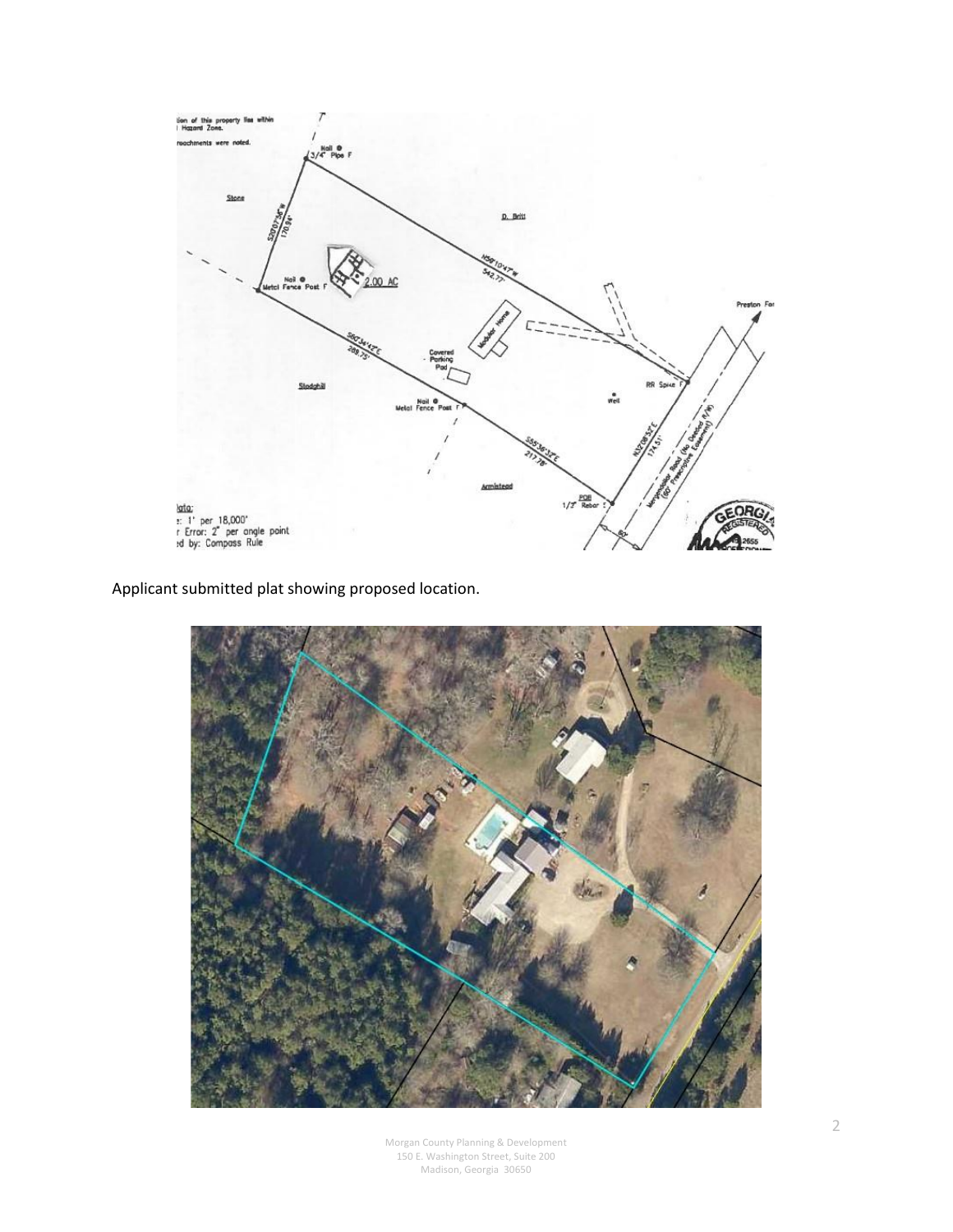Applicant submitted plat showing proposed location.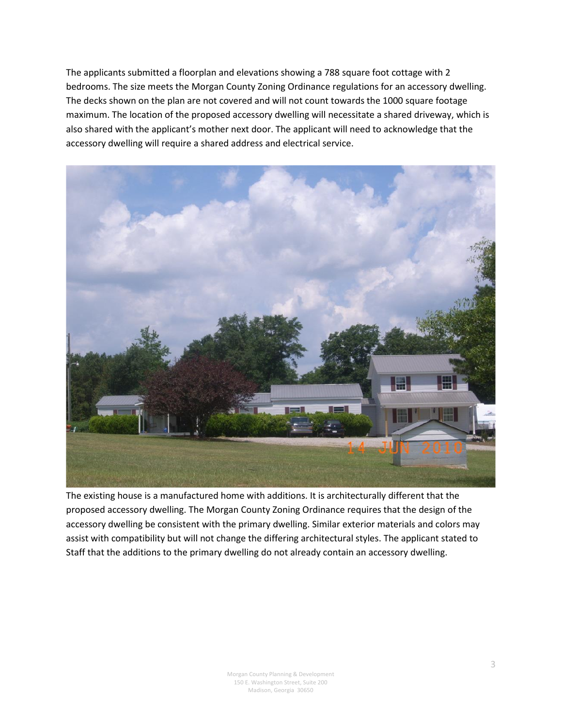The applicants submitted a floorplan and elevations showing a 788 square foot cottage with 2 bedrooms. The size meets the Morgan County Zoning Ordinance regulations for an accessory dwelling. The decks shown on the plan are not covered and will not count towards the 1000 square footage maximum. The location of the proposed accessory dwelling will necessitate a shared driveway, which is also shared with the applicant's mother next door. The applicant will need to acknowledge that the accessory dwelling will require a shared address and electrical service.

The existing house is a manufactured home with additions. It is architecturally different that the proposed accessory dwelling. The Morgan County Zoning Ordinance requires that the design of the accessory dwelling be consistent with the primary dwelling. Similar exterior materials and colors may assist with compatibility but will not change the differing architectural styles. The applicant stated to Staff that the additions to the primary dwelling do not already contain an accessory dwelling.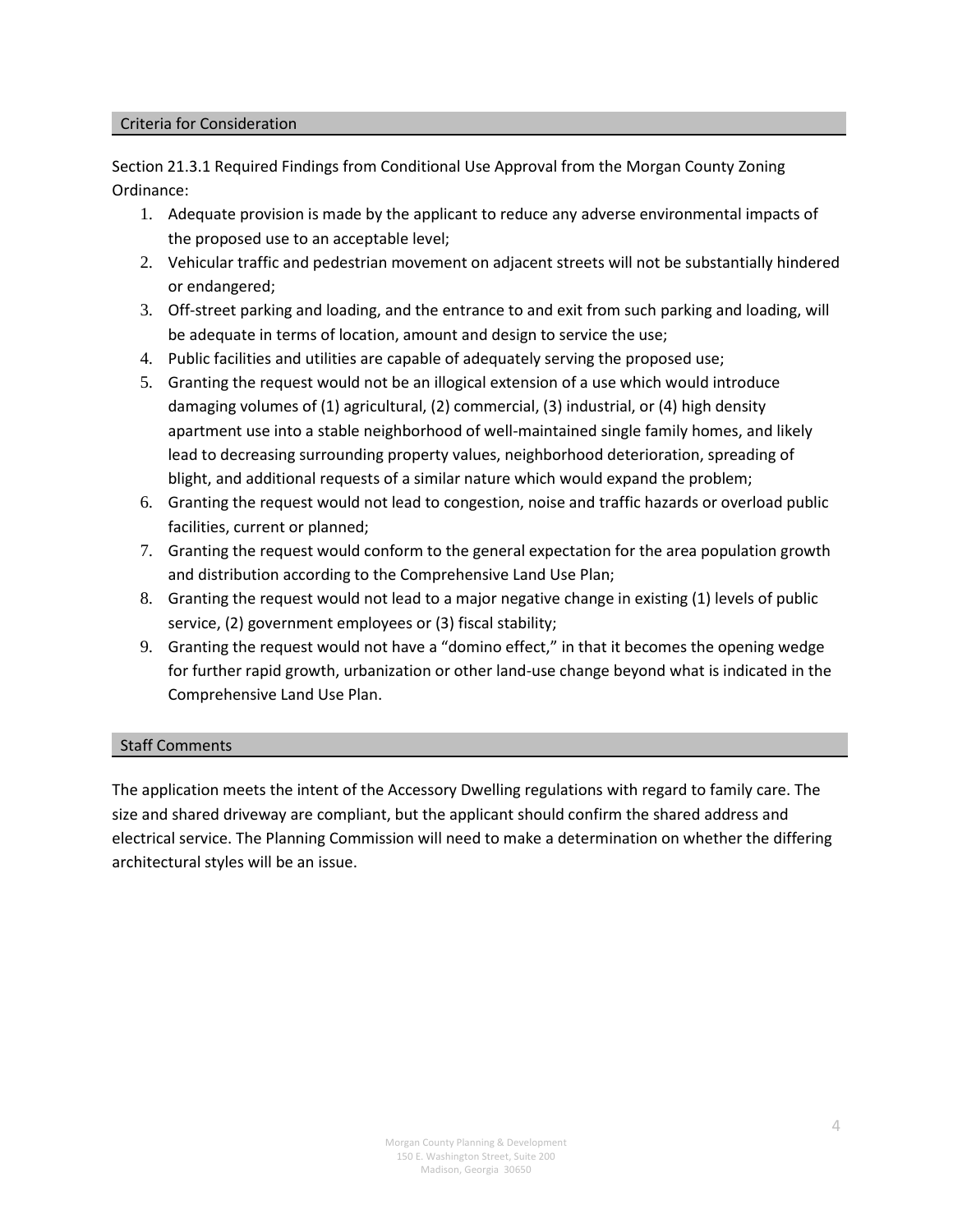## Criteria for Consideration

Section 21.3.1 Required Findings from Conditional Use Approval from the Morgan County Zoning Ordinance:

1. Adequate provision is made by the applicant to reduce any adverse environmental impacts of the proposed use to an acceptable level;
2. Vehicular traffic and pedestrian movement on adjacent streets will not be substantially hindered or endangered;
3. Off-street parking and loading, and the entrance to and exit from such parking and loading, will be adequate in terms of location, amount and design to service the use;
4. Public facilities and utilities are capable of adequately serving the proposed use;
5. Granting the request would not be an illogical extension of a use which would introduce damaging volumes of (1) agricultural, (2) commercial, (3) industrial, or (4) high density apartment use into a stable neighborhood of well-maintained single family homes, and likely lead to decreasing surrounding property values, neighborhood deterioration, spreading of blight, and additional requests of a similar nature which would expand the problem;
6. Granting the request would not lead to congestion, noise and traffic hazards or overload public facilities, current or planned;
7. Granting the request would conform to the general expectation for the area population growth and distribution according to the Comprehensive Land Use Plan;
8. Granting the request would not lead to a major negative change in existing (1) levels of public service, (2) government employees or (3) fiscal stability;
9. Granting the request would not have a "domino effect," in that it becomes the opening wedge for further rapid growth, urbanization or other land-use change beyond what is indicated in the Comprehensive Land Use Plan.

## Staff Comments

The application meets the intent of the Accessory Dwelling regulations with regard to family care. The size and shared driveway are compliant, but the applicant should confirm the shared address and electrical service. The Planning Commission will need to make a determination on whether the differing architectural styles will be an issue.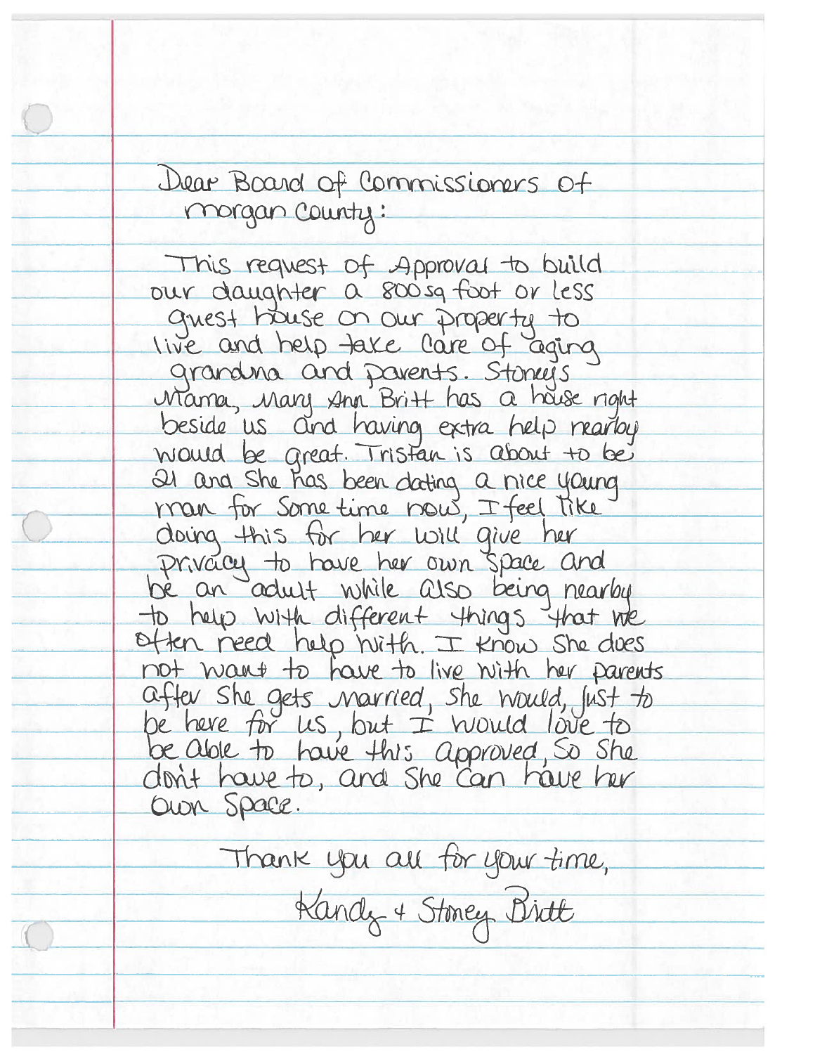Dear Board of Commissioners of morgan County:

This request of Approval to build our daughter a 800 sq foot or less guest house on our property to live and help take care of aging grandma and parents. Stoney's Mama, Mary Ann Britt has a house right beside us and having extra help nearby would be great. Tristan is about to be 21 and she has been dating a nice young man for some time now, I feel like doing this for her will give her privacy to have her own space and be an adult while also being nearby to help with different things that we often need help with. I know she does not want to have to live with her parents after she gets married, she would, just to be here for us, but I would love to be able to have this approved, so she don't have to, and she can have her own space.

Thank you all for your time,

Kandy + Stoney Britt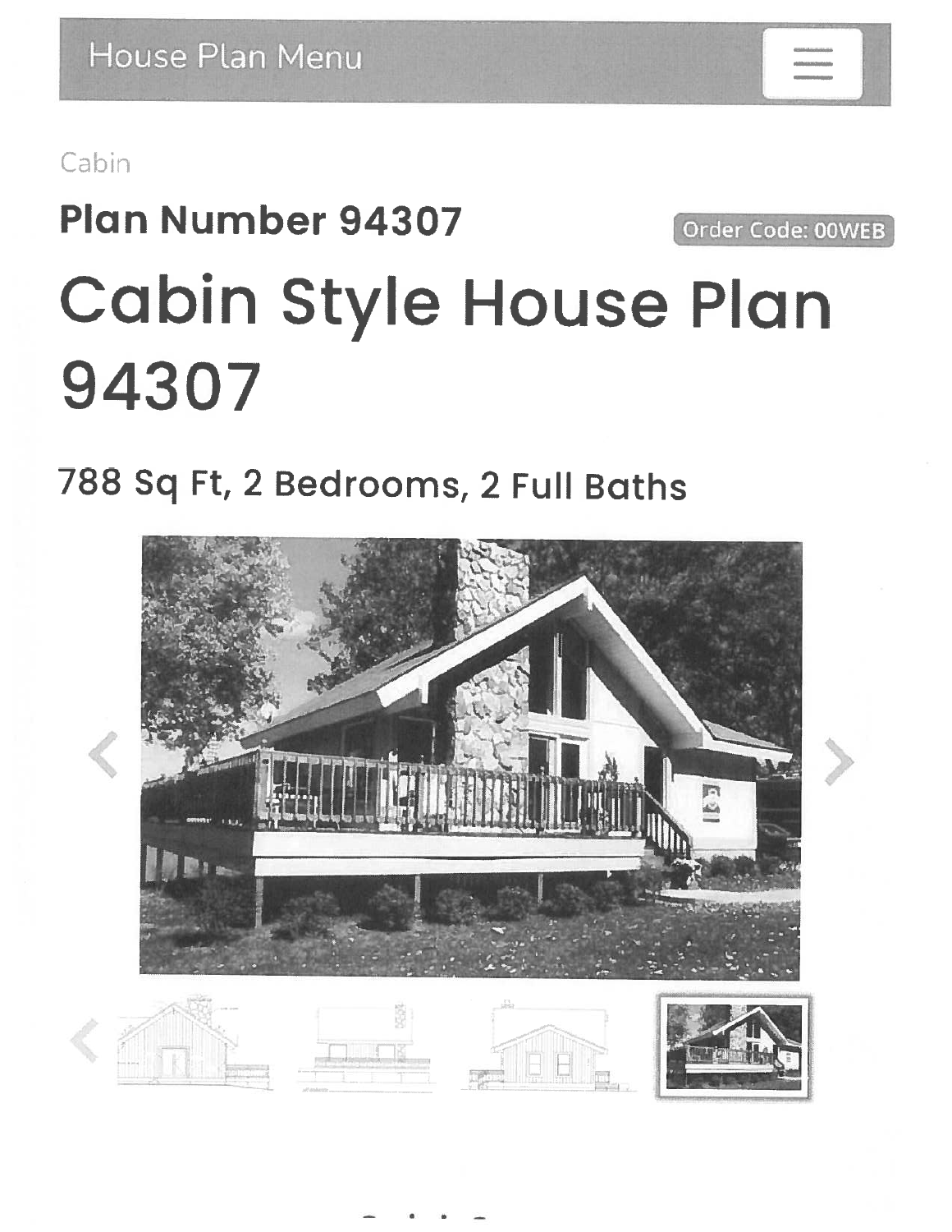House Plan Menu

Cabin

**Plan Number 94307**

Order Code: 00WEB

# Cabin Style House Plan 94307

## 788 Sq Ft, 2 Bedrooms, 2 Full Baths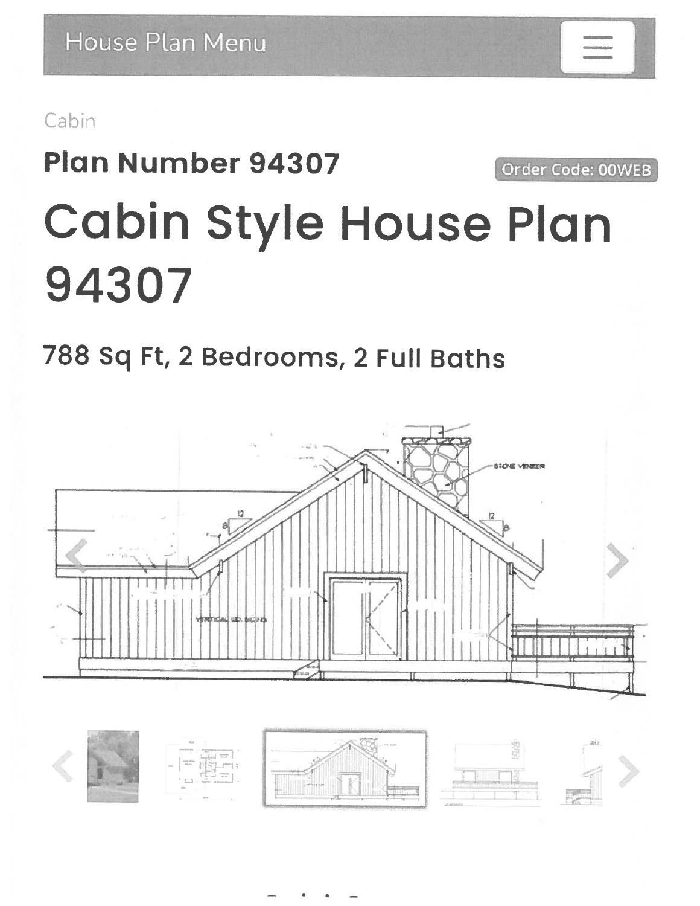House Plan Menu

Cabin

**Plan Number 94307**

Order Code: 00WEB

# Cabin Style House Plan 94307

## 788 Sq Ft, 2 Bedrooms, 2 Full Baths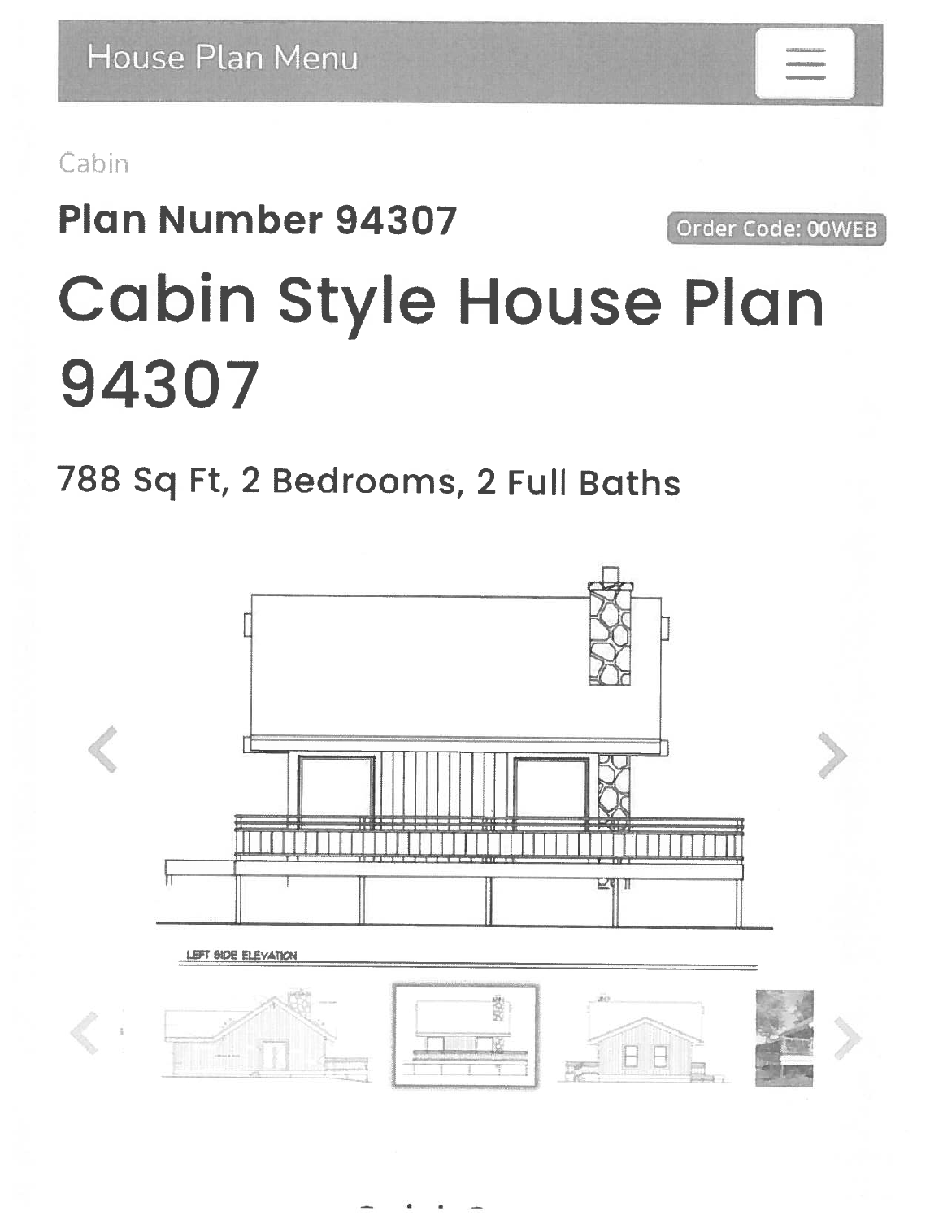House Plan Menu

Cabin

**Plan Number 94307**

Order Code: 00WEB

# Cabin Style House Plan 94307

## 788 Sq Ft, 2 Bedrooms, 2 Full Baths

LEFT SIDE ELEVATION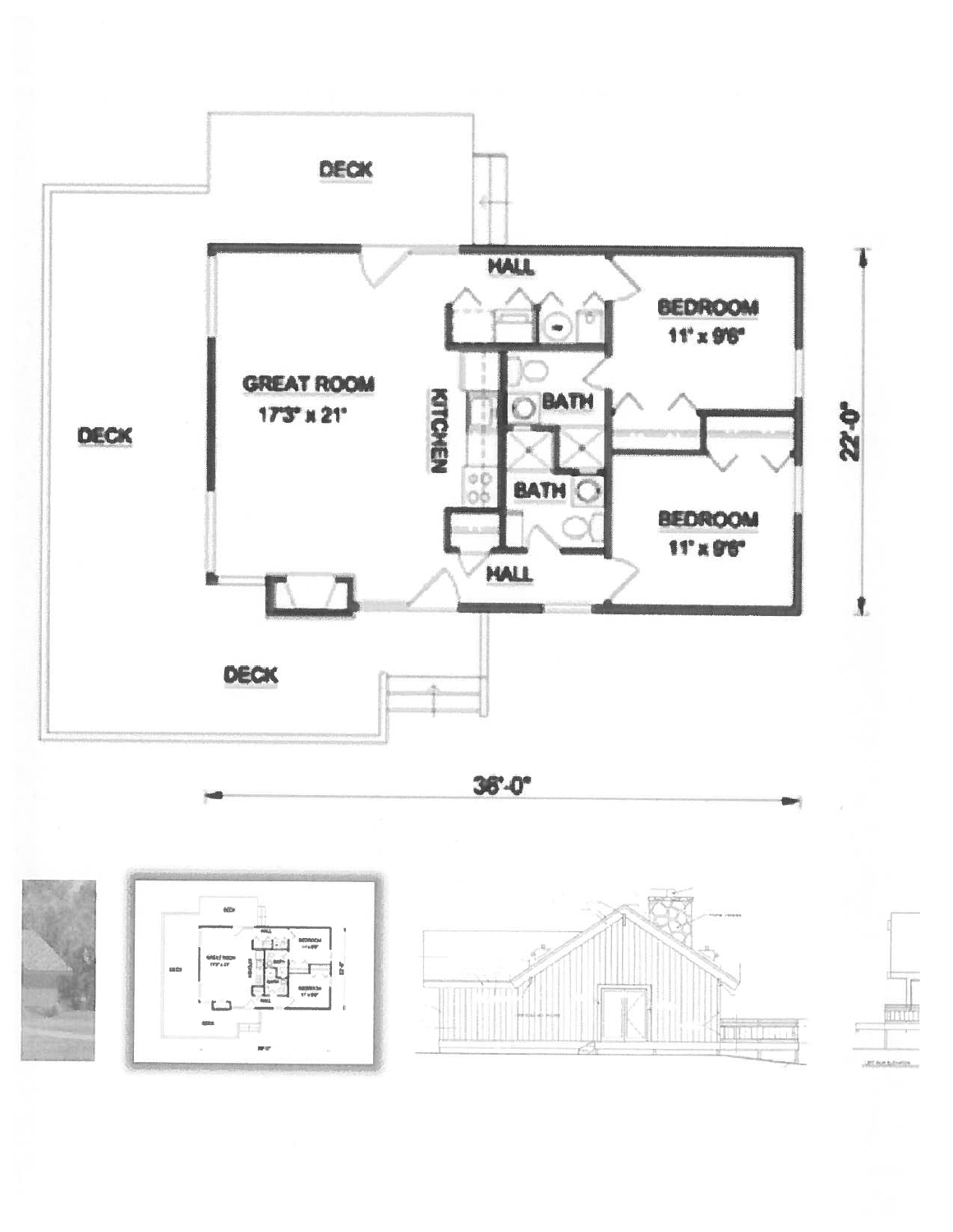DECK

HALL

BEDROOM
11' x 9'6"

GREAT ROOM
17'3" x 21'

KITCHEN

BATH

BATH

DECK

BEDROOM
11' x 9'6"

HALL

DECK

22'-0"

36'-0"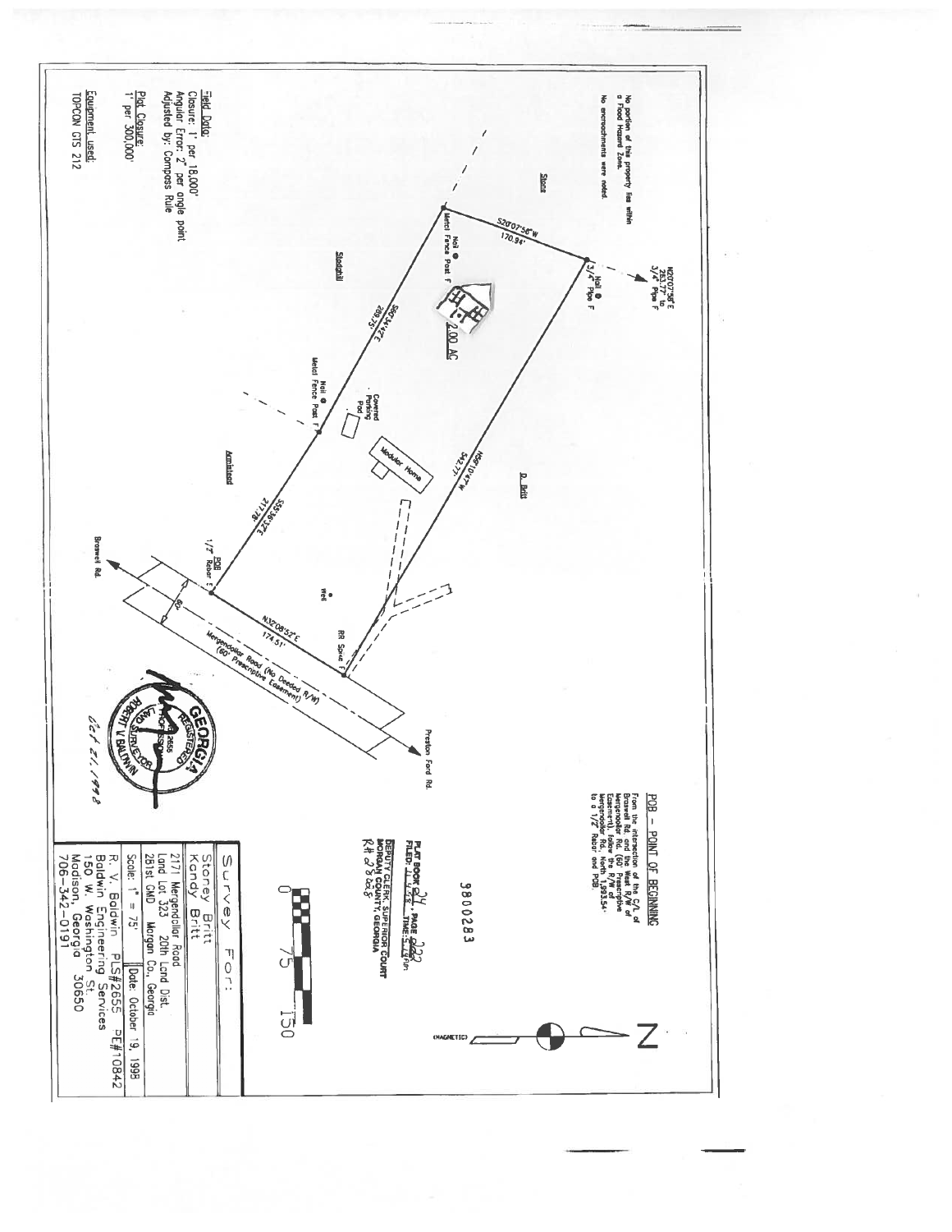No portion of this property lies within a Flood Hazard Zone.

No encroachments were noted.

Field Data:
Closure: 1' per 18,000'
Angular Error: 2" per angle point
Adjusted by: Compass Rule

Plat Closure:
1' per 300,000'

Equipment used:
TOPCON GTS 212

Sims

S20°07'56"W
170.94'

N20°07'56"E
283.77' to
3/4" Pipe F

3/4" Pipe F

Nail ●

Metal Fence Post F

Nail ●

2.00 AC

S60°44'47"E
269.75'

Stoddhill

D. Britt

N59°10'47"W
542.77'

Nail ●
Metal Fence Post F

Covered Parking Pad

Modular Home

Armistead

S55°39'57"E
217.76'

POB
1/2" Rebar F

Well

RR Spike F

N32°08'52"E
174.51'

60'

Braswell Rd.

Mergendollar Road (No Deeded R/W)
(60' Prescriptive Easement)

Preston Ford Rd.

GEORGIA REGISTERED LAND SURVEYOR
ROBERT V. BALDWIN
No. 2655

Oct 21, 1998

POB - POINT OF BEGINNING

From the intersection of the C/L of Braswell Rd. and the West R/W of Mergendollar Rd. (60' Prescriptive Easement), follow the R/W of Mergendollar Rd. North 1,993.54' to a 1/2" Rebar and POB.

9800283

PLAT BOOK 24 PAGE 222
FILED: 11-9-98 TIME: 3:11 P.M.
DEPUTY CLERK, SUPERIOR COURT
MORGAN COUNTY, GEORGIA
R# 2808

0 75 150

(MAGNETIC)

N

Survey For:
Stoney Britt
Kandy Britt

2171 Mergendollar Road
Land Lot 323 20th Land Dist.
281st GMD Morgan Co., Georgia

Scale: 1" = 75' | Date: October 19, 1998

R. V. Baldwin PLS#2655 PE#10842
Baldwin Engineering Services
150 W. Washington St.
Madison, Georgia 30650
706-342-0191